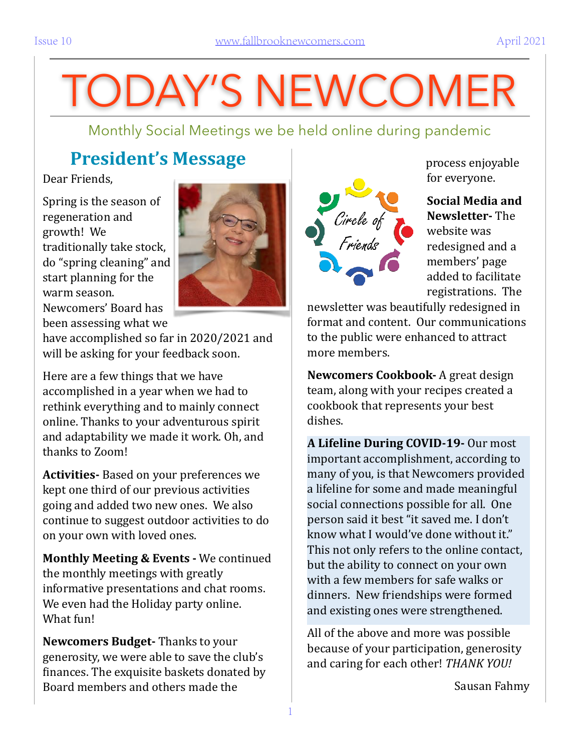# TODAY'S NEWCOMER

Monthly Social Meetings we be held online during pandemic

## President's Message

Dear Friends,

Spring is the season of regeneration and growth! We traditionally take stock, do "spring cleaning" and start planning for the warm season. Newcomers' Board has been assessing what we have accomplished so far in 2020/2021 and will be asking for your feedback soon.

Here are a few things that we have accomplished in a year when we had to rethink everything and to mainly connect online. Thanks to your adventurous spirit and adaptability we made it work. Oh, and thanks to Zoom!

**Activities-** Based on your preferences we kept one third of our previous activities going and added two new ones. We also continue to suggest outdoor activities to do on your own with loved ones.

**Monthly Meeting & Events -** We continued the monthly meetings with greatly informative presentations and chat rooms. We even had the Holiday party online. What fun!

**Newcomers Budget-** Thanks to your generosity, we were able to save the club's finances. The exquisite baskets donated by Board members and others made the process enjoyable for everyone.

**Social Media and Newsletter-** The website was redesigned and a members' page added to facilitate registrations. The newsletter was beautifully redesigned in format and content. Our communications to the public were enhanced to attract more members.

**Newcomers Cookbook-** A great design team, along with your recipes created a cookbook that represents your best dishes.

**A Lifeline During COVID-19-** Our most important accomplishment, according to many of you, is that Newcomers provided a lifeline for some and made meaningful social connections possible for all. One person said it best "it saved me. I don't know what I would've done without it." This not only refers to the online contact, but the ability to connect on your own with a few members for safe walks or dinners. New friendships were formed and existing ones were strengthened.

All of the above and more was possible because of your participation, generosity and caring for each other! *THANK YOU!*

Sausan Fahmy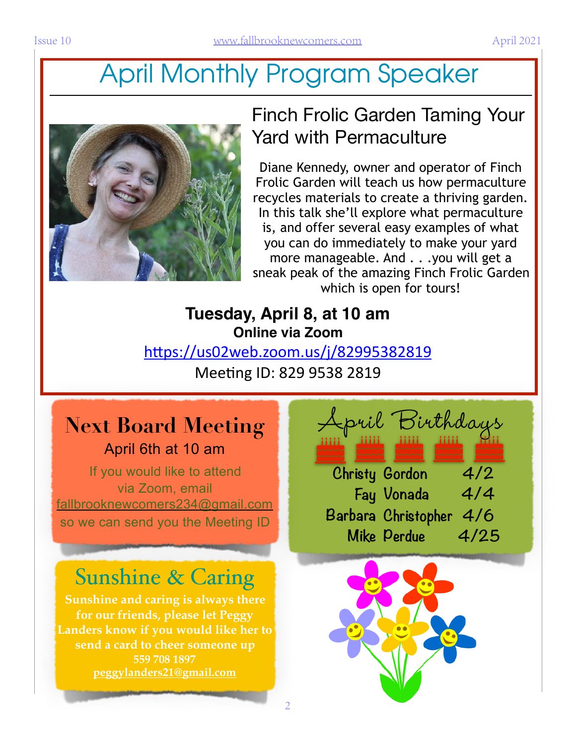# April Monthly Program Speaker

## Finch Frolic Garden Taming Your Yard with Permaculture

Diane Kennedy, owner and operator of Finch Frolic Garden will teach us how permaculture recycles materials to create a thriving garden. In this talk she'll explore what permaculture is, and offer several easy examples of what you can do immediately to make your yard more manageable. And . . .you will get a sneak peak of the amazing Finch Frolic Garden which is open for tours!

**Tuesday, April 8, at 10 am**

**Online via Zoom**

https://us02web.zoom.us/j/82995382819

Meeting ID: 829 9538 2819

## Next Board Meeting

April 6th at 10 am

If you would like to attend via Zoom, email fallbrooknewcomers234@gmail.com so we can send you the Meeting ID

## April Birthdays

| | |
|---|---|
| Christy Gordon | 4/2 |
| Fay Vonada | 4/4 |
| Barbara Christopher | 4/6 |
| Mike Perdue | 4/25 |

## Sunshine & Caring

**Sunshine and caring is always there for our friends, please let Peggy Landers know if you would like her to send a card to cheer someone up**

**559 708 1897**

**peggylanders21@gmail.com**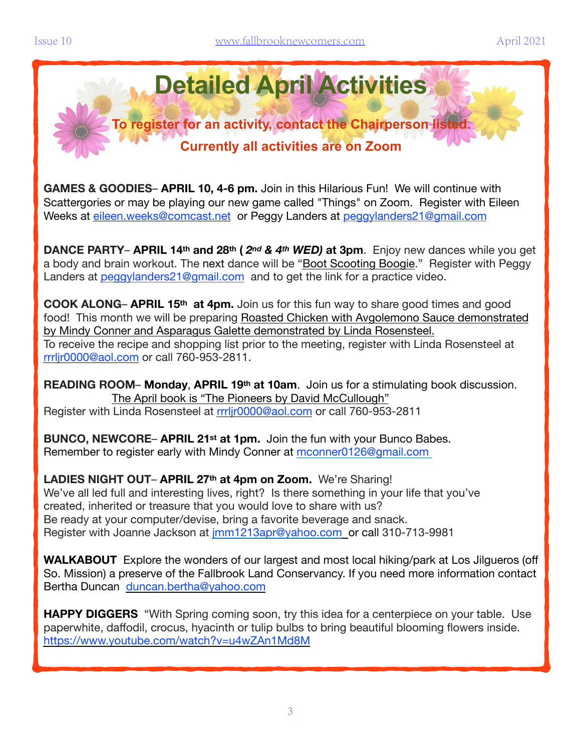# Detailed April Activities

**To register for an activity, contact the Chairperson listed.**

**Currently all activities are on Zoom**

**GAMES & GOODIES– APRIL 10, 4-6 pm.** Join in this Hilarious Fun! We will continue with Scattergories or may be playing our new game called "Things" on Zoom. Register with Eileen Weeks at eileen.weeks@comcast.net or Peggy Landers at peggylanders21@gmail.com

**DANCE PARTY– APRIL 14th and 28th ( *2nd & 4th WED)* at 3pm**. Enjoy new dances while you get a body and brain workout. The next dance will be "Boot Scooting Boogie." Register with Peggy Landers at peggylanders21@gmail.com and to get the link for a practice video.

**COOK ALONG– APRIL 15th at 4pm.** Join us for this fun way to share good times and good food! This month we will be preparing Roasted Chicken with Avgolemono Sauce demonstrated by Mindy Conner and Asparagus Galette demonstrated by Linda Rosensteel.
To receive the recipe and shopping list prior to the meeting, register with Linda Rosensteel at rrrljr0000@aol.com or call 760-953-2811.

**READING ROOM– Monday, APRIL 19th at 10am**. Join us for a stimulating book discussion.
The April book is "The Pioneers by David McCullough"
Register with Linda Rosensteel at rrrljr0000@aol.com or call 760-953-2811

**BUNCO, NEWCORE– APRIL 21st at 1pm.** Join the fun with your Bunco Babes.
Remember to register early with Mindy Conner at mconner0126@gmail.com

**LADIES NIGHT OUT– APRIL 27th at 4pm on Zoom.** We're Sharing!
We've all led full and interesting lives, right? Is there something in your life that you've created, inherited or treasure that you would love to share with us?
Be ready at your computer/devise, bring a favorite beverage and snack.
Register with Joanne Jackson at jmm1213apr@yahoo.com or call 310-713-9981

**WALKABOUT** Explore the wonders of our largest and most local hiking/park at Los Jilgueros (off So. Mission) a preserve of the Fallbrook Land Conservancy. If you need more information contact Bertha Duncan duncan.bertha@yahoo.com

**HAPPY DIGGERS** "With Spring coming soon, try this idea for a centerpiece on your table. Use paperwhite, daffodil, crocus, hyacinth or tulip bulbs to bring beautiful blooming flowers inside.
https://www.youtube.com/watch?v=u4wZAn1Md8M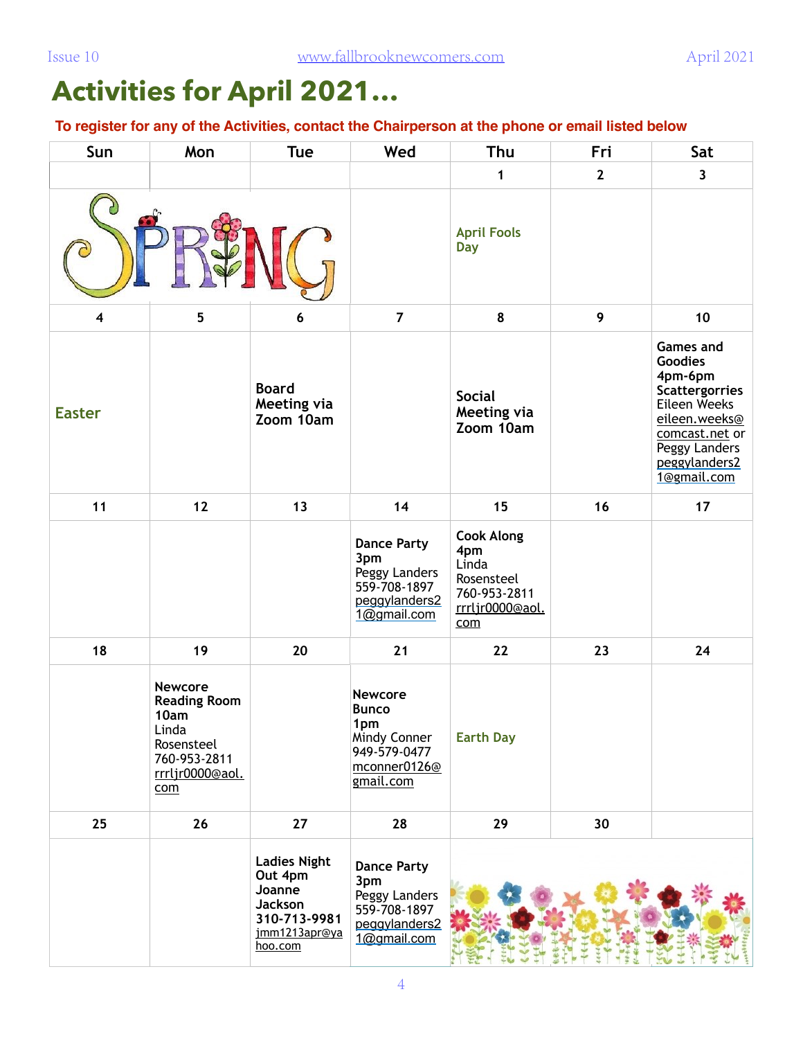# Activities for April 2021...

**To register for any of the Activities, contact the Chairperson at the phone or email listed below**

| Sun | Mon | Tue | Wed | Thu | Fri | Sat |
|---|---|---|---|---|---|---|
| | | | | 1 | 2 | 3 |
| | | | | April Fools Day | | |
| 4 | 5 | 6 | 7 | 8 | 9 | 10 |
| Easter | | **Board Meeting via Zoom 10am** | | **Social Meeting via Zoom 10am** | | **Games and Goodies 4pm-6pm Scattergorries** Eileen Weeks eileen.weeks@comcast.net or Peggy Landers peggylanders21@gmail.com |
| 11 | 12 | 13 | 14 | 15 | 16 | 17 |
| | | | **Dance Party 3pm** Peggy Landers 559-708-1897 peggylanders21@gmail.com | **Cook Along 4pm** Linda Rosensteel 760-953-2811 rrrljr0000@aol.com | | |
| 18 | 19 | 20 | 21 | 22 | 23 | 24 |
| | **Newcore Reading Room 10am** Linda Rosensteel 760-953-2811 rrrljr0000@aol.com | | **Newcore Bunco 1pm** Mindy Conner 949-579-0477 mconner0126@gmail.com | Earth Day | | |
| 25 | 26 | 27 | 28 | 29 | 30 | |
| | | **Ladies Night Out 4pm Joanne Jackson 310-713-9981** jmm1213apr@yahoo.com | **Dance Party 3pm** Peggy Landers 559-708-1897 peggylanders21@gmail.com | | | |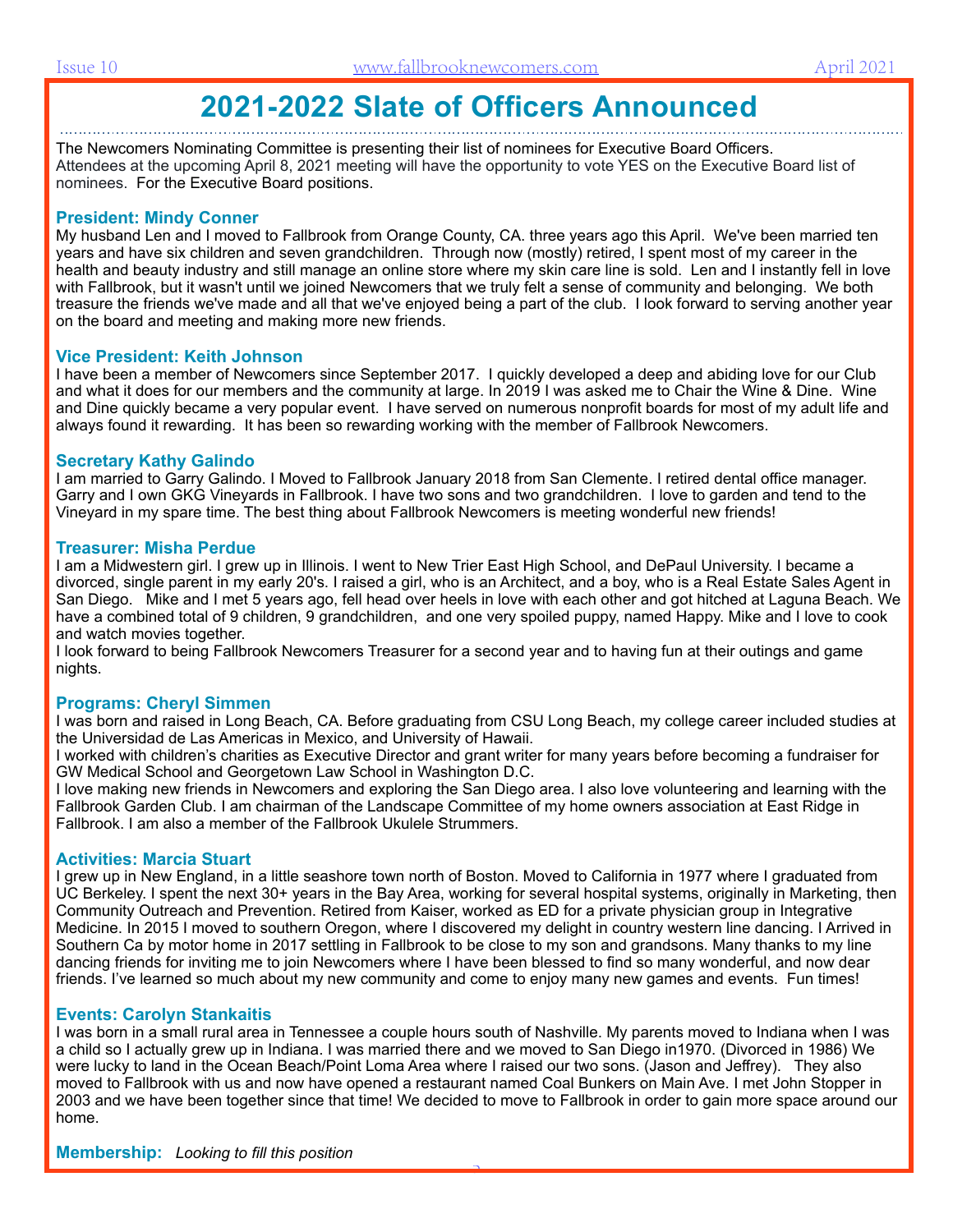# 2021-2022 Slate of Officers Announced

The Newcomers Nominating Committee is presenting their list of nominees for Executive Board Officers. Attendees at the upcoming April 8, 2021 meeting will have the opportunity to vote YES on the Executive Board list of nominees. For the Executive Board positions.

### President: Mindy Conner

My husband Len and I moved to Fallbrook from Orange County, CA. three years ago this April. We've been married ten years and have six children and seven grandchildren. Through now (mostly) retired, I spent most of my career in the health and beauty industry and still manage an online store where my skin care line is sold. Len and I instantly fell in love with Fallbrook, but it wasn't until we joined Newcomers that we truly felt a sense of community and belonging. We both treasure the friends we've made and all that we've enjoyed being a part of the club. I look forward to serving another year on the board and meeting and making more new friends.

### Vice President: Keith Johnson

I have been a member of Newcomers since September 2017. I quickly developed a deep and abiding love for our Club and what it does for our members and the community at large. In 2019 I was asked me to Chair the Wine & Dine. Wine and Dine quickly became a very popular event. I have served on numerous nonprofit boards for most of my adult life and always found it rewarding. It has been so rewarding working with the member of Fallbrook Newcomers.

### Secretary Kathy Galindo

I am married to Garry Galindo. I Moved to Fallbrook January 2018 from San Clemente. I retired dental office manager. Garry and I own GKG Vineyards in Fallbrook. I have two sons and two grandchildren. I love to garden and tend to the Vineyard in my spare time. The best thing about Fallbrook Newcomers is meeting wonderful new friends!

### Treasurer: Misha Perdue

I am a Midwestern girl. I grew up in Illinois. I went to New Trier East High School, and DePaul University. I became a divorced, single parent in my early 20's. I raised a girl, who is an Architect, and a boy, who is a Real Estate Sales Agent in San Diego. Mike and I met 5 years ago, fell head over heels in love with each other and got hitched at Laguna Beach. We have a combined total of 9 children, 9 grandchildren, and one very spoiled puppy, named Happy. Mike and I love to cook and watch movies together.

I look forward to being Fallbrook Newcomers Treasurer for a second year and to having fun at their outings and game nights.

### Programs: Cheryl Simmen

I was born and raised in Long Beach, CA. Before graduating from CSU Long Beach, my college career included studies at the Universidad de Las Americas in Mexico, and University of Hawaii.

I worked with children's charities as Executive Director and grant writer for many years before becoming a fundraiser for GW Medical School and Georgetown Law School in Washington D.C.

I love making new friends in Newcomers and exploring the San Diego area. I also love volunteering and learning with the Fallbrook Garden Club. I am chairman of the Landscape Committee of my home owners association at East Ridge in Fallbrook. I am also a member of the Fallbrook Ukulele Strummers.

### Activities: Marcia Stuart

I grew up in New England, in a little seashore town north of Boston. Moved to California in 1977 where I graduated from UC Berkeley. I spent the next 30+ years in the Bay Area, working for several hospital systems, originally in Marketing, then Community Outreach and Prevention. Retired from Kaiser, worked as ED for a private physician group in Integrative Medicine. In 2015 I moved to southern Oregon, where I discovered my delight in country western line dancing. I Arrived in Southern Ca by motor home in 2017 settling in Fallbrook to be close to my son and grandsons. Many thanks to my line dancing friends for inviting me to join Newcomers where I have been blessed to find so many wonderful, and now dear friends. I've learned so much about my new community and come to enjoy many new games and events. Fun times!

### Events: Carolyn Stankaitis

I was born in a small rural area in Tennessee a couple hours south of Nashville. My parents moved to Indiana when I was a child so I actually grew up in Indiana. I was married there and we moved to San Diego in1970. (Divorced in 1986) We were lucky to land in the Ocean Beach/Point Loma Area where I raised our two sons. (Jason and Jeffrey). They also moved to Fallbrook with us and now have opened a restaurant named Coal Bunkers on Main Ave. I met John Stopper in 2003 and we have been together since that time! We decided to move to Fallbrook in order to gain more space around our home.

**Membership:** *Looking to fill this position*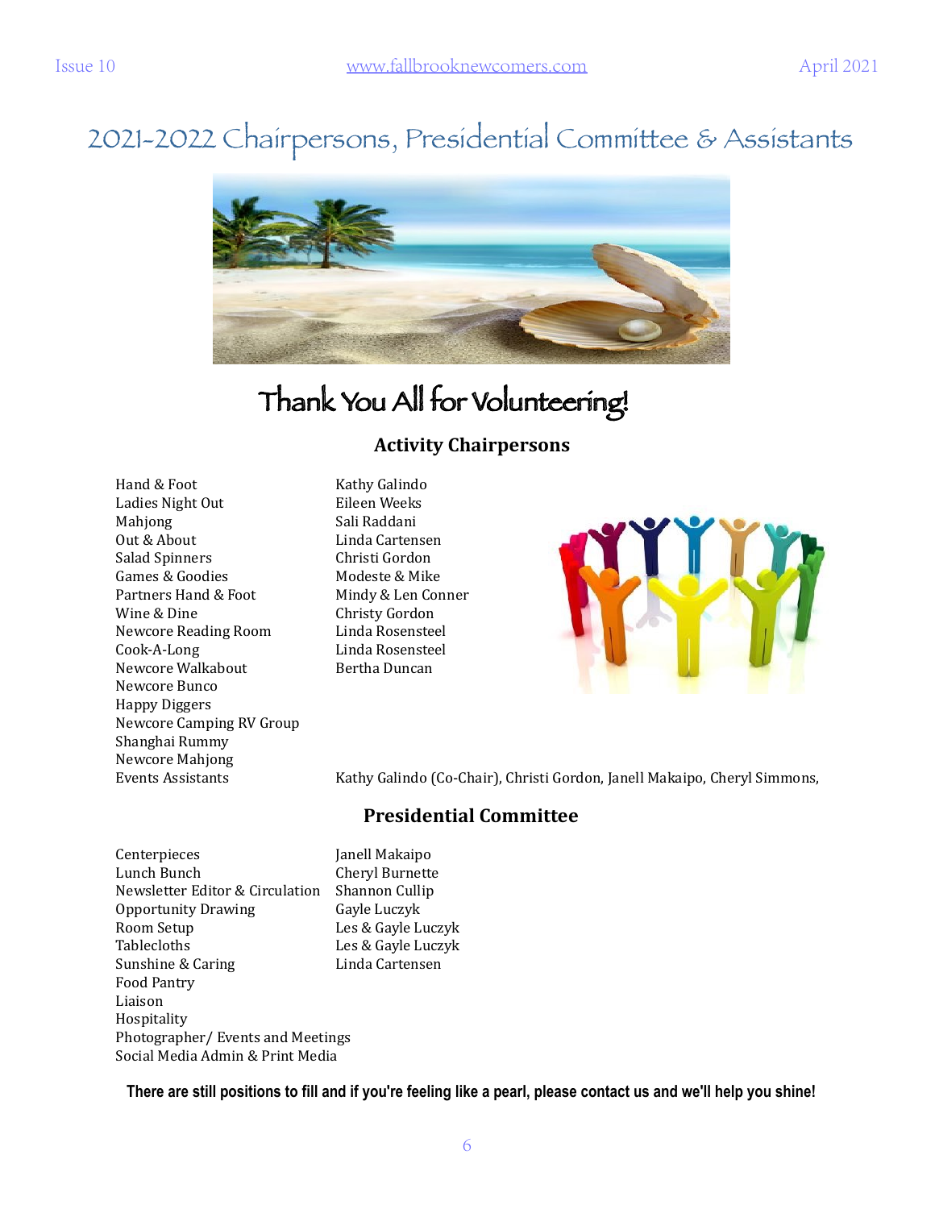# 2021-2022 Chairpersons, Presidential Committee & Assistants

## Thank You All for Volunteering!

### Activity Chairpersons

| | |
|---|---|
| Hand & Foot | Kathy Galindo |
| Ladies Night Out | Eileen Weeks |
| Mahjong | Sali Raddani |
| Out & About | Linda Cartensen |
| Salad Spinners | Christi Gordon |
| Games & Goodies | Modeste & Mike |
| Partners Hand & Foot | Mindy & Len Conner |
| Wine & Dine | Christy Gordon |
| Newcore Reading Room | Linda Rosensteel |
| Cook-A-Long | Linda Rosensteel |
| Newcore Walkabout | Bertha Duncan |
| Newcore Bunco | |
| Happy Diggers | |
| Newcore Camping RV Group | |
| Shanghai Rummy | |
| Newcore Mahjong | |
| Events Assistants | Kathy Galindo (Co-Chair), Christi Gordon, Janell Makaipo, Cheryl Simmons, |

### Presidential Committee

| | |
|---|---|
| Centerpieces | Janell Makaipo |
| Lunch Bunch | Cheryl Burnette |
| Newsletter Editor & Circulation | Shannon Cullip |
| Opportunity Drawing | Gayle Luczyk |
| Room Setup | Les & Gayle Luczyk |
| Tablecloths | Les & Gayle Luczyk |
| Sunshine & Caring | Linda Cartensen |
| Food Pantry | |
| Liaison | |
| Hospitality | |
| Photographer/ Events and Meetings | |
| Social Media Admin & Print Media | |

**There are still positions to fill and if you're feeling like a pearl, please contact us and we'll help you shine!**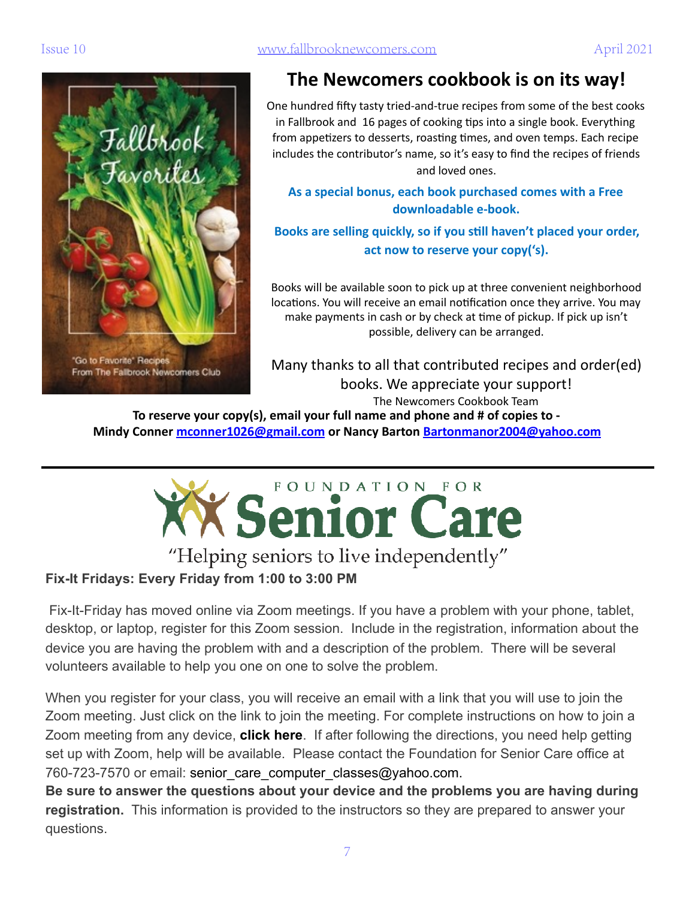# The Newcomers cookbook is on its way!

One hundred fifty tasty tried-and-true recipes from some of the best cooks in Fallbrook and 16 pages of cooking tips into a single book. Everything from appetizers to desserts, roasting times, and oven temps. Each recipe includes the contributor's name, so it's easy to find the recipes of friends and loved ones.

**As a special bonus, each book purchased comes with a Free downloadable e-book.**

**Books are selling quickly, so if you still haven't placed your order, act now to reserve your copy('s).**

Books will be available soon to pick up at three convenient neighborhood locations. You will receive an email notification once they arrive. You may make payments in cash or by check at time of pickup. If pick up isn't possible, delivery can be arranged.

Many thanks to all that contributed recipes and order(ed) books. We appreciate your support!

The Newcomers Cookbook Team

**To reserve your copy(s), email your full name and phone and # of copies to - Mindy Conner mconner1026@gmail.com or Nancy Barton Bartonmanor2004@yahoo.com**

---

# Foundation for Senior Care

"Helping seniors to live independently"

**Fix-It Fridays: Every Friday from 1:00 to 3:00 PM**

Fix-It-Friday has moved online via Zoom meetings. If you have a problem with your phone, tablet, desktop, or laptop, register for this Zoom session. Include in the registration, information about the device you are having the problem with and a description of the problem. There will be several volunteers available to help you one on one to solve the problem.

When you register for your class, you will receive an email with a link that you will use to join the Zoom meeting. Just click on the link to join the meeting. For complete instructions on how to join a Zoom meeting from any device, **click here**. If after following the directions, you need help getting set up with Zoom, help will be available. Please contact the Foundation for Senior Care office at 760-723-7570 or email: senior_care_computer_classes@yahoo.com.

**Be sure to answer the questions about your device and the problems you are having during registration.** This information is provided to the instructors so they are prepared to answer your questions.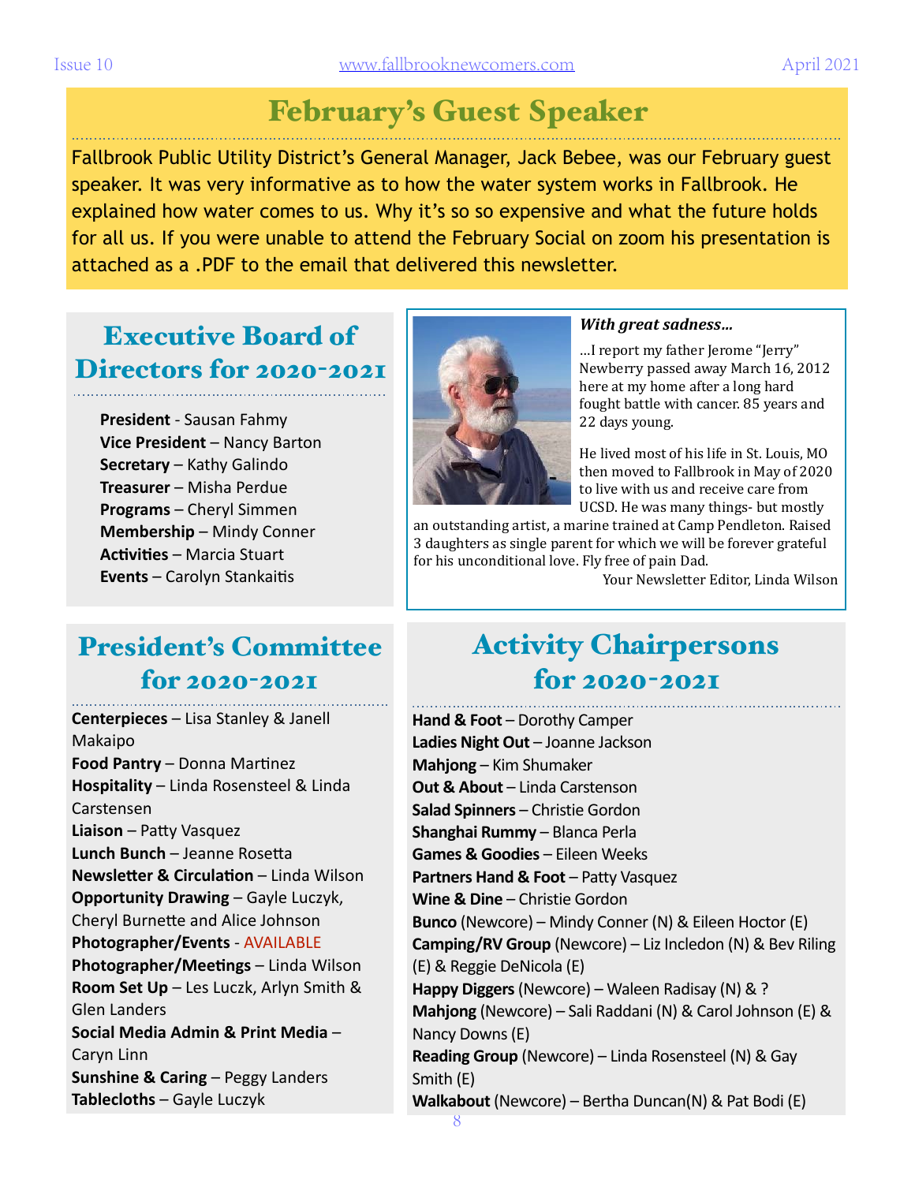## February's Guest Speaker

Fallbrook Public Utility District's General Manager, Jack Bebee, was our February guest speaker. It was very informative as to how the water system works in Fallbrook. He explained how water comes to us. Why it's so so expensive and what the future holds for all us. If you were unable to attend the February Social on zoom his presentation is attached as a .PDF to the email that delivered this newsletter.

## Executive Board of Directors for 2020-2021

**President** - Sausan Fahmy
**Vice President** – Nancy Barton
**Secretary** – Kathy Galindo
**Treasurer** – Misha Perdue
**Programs** – Cheryl Simmen
**Membership** – Mindy Conner
**Activities** – Marcia Stuart
**Events** – Carolyn Stankaitis

***With great sadness…***

…I report my father Jerome "Jerry" Newberry passed away March 16, 2012 here at my home after a long hard fought battle with cancer. 85 years and 22 days young.

He lived most of his life in St. Louis, MO then moved to Fallbrook in May of 2020 to live with us and receive care from UCSD. He was many things- but mostly an outstanding artist, a marine trained at Camp Pendleton. Raised 3 daughters as single parent for which we will be forever grateful for his unconditional love. Fly free of pain Dad.

Your Newsletter Editor, Linda Wilson

## President's Committee for 2020-2021

**Centerpieces** – Lisa Stanley & Janell Makaipo
**Food Pantry** – Donna Martinez
**Hospitality** – Linda Rosensteel & Linda Carstensen
**Liaison** – Patty Vasquez
**Lunch Bunch** – Jeanne Rosetta
**Newsletter & Circulation** – Linda Wilson
**Opportunity Drawing** – Gayle Luczyk, Cheryl Burnette and Alice Johnson
**Photographer/Events** - AVAILABLE
**Photographer/Meetings** – Linda Wilson
**Room Set Up** – Les Luczk, Arlyn Smith & Glen Landers
**Social Media Admin & Print Media** – Caryn Linn
**Sunshine & Caring** – Peggy Landers
**Tablecloths** – Gayle Luczyk

## Activity Chairpersons for 2020-2021

**Hand & Foot** – Dorothy Camper
**Ladies Night Out** – Joanne Jackson
**Mahjong** – Kim Shumaker
**Out & About** – Linda Carstenson
**Salad Spinners** – Christie Gordon
**Shanghai Rummy** – Blanca Perla
**Games & Goodies** – Eileen Weeks
**Partners Hand & Foot** – Patty Vasquez
**Wine & Dine** – Christie Gordon
**Bunco** (Newcore) – Mindy Conner (N) & Eileen Hoctor (E)
**Camping/RV Group** (Newcore) – Liz Incledon (N) & Bev Riling (E) & Reggie DeNicola (E)
**Happy Diggers** (Newcore) – Waleen Radisay (N) & ?
**Mahjong** (Newcore) – Sali Raddani (N) & Carol Johnson (E) & Nancy Downs (E)
**Reading Group** (Newcore) – Linda Rosensteel (N) & Gay Smith (E)
**Walkabout** (Newcore) – Bertha Duncan(N) & Pat Bodi (E)